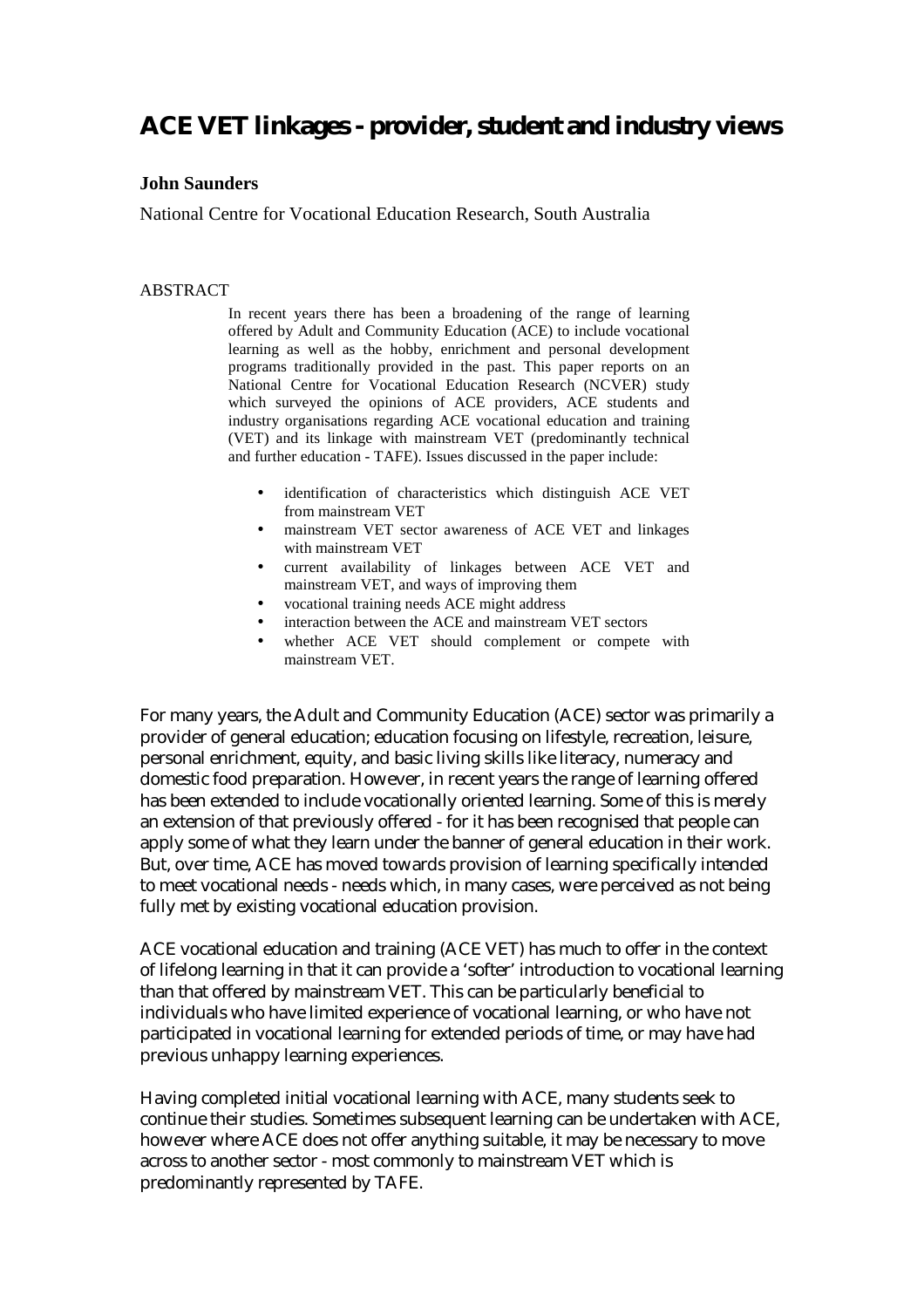# ACE VET linkages - provider, student and industry views

**John Saunders**

National Centre for Vocational Education Research, South Australia

ABSTRACT

In recent years there has been a broadening of the range of learning offered by Adult and Community Education (ACE) to include vocational learning as well as the hobby, enrichment and personal development programs traditionally provided in the past. This paper reports on an National Centre for Vocational Education Research (NCVER) study which surveyed the opinions of ACE providers, ACE students and industry organisations regarding ACE vocational education and training (VET) and its linkage with mainstream VET (predominantly technical and further education - TAFE). Issues discussed in the paper include:

- identification of characteristics which distinguish ACE VET from mainstream VET
- mainstream VET sector awareness of ACE VET and linkages with mainstream VET
- current availability of linkages between ACE VET and mainstream VET, and ways of improving them
- vocational training needs ACE might address
- interaction between the ACE and mainstream VET sectors
- whether ACE VET should complement or compete with mainstream VET.

For many years, the Adult and Community Education (ACE) sector was primarily a provider of general education; education focusing on lifestyle, recreation, leisure, personal enrichment, equity, and basic living skills like literacy, numeracy and domestic food preparation. However, in recent years the range of learning offered has been extended to include vocationally oriented learning. Some of this is merely an extension of that previously offered - for it has been recognised that people can apply some of what they learn under the banner of general education in their work. But, over time, ACE has moved towards provision of learning specifically intended to meet vocational needs - needs which, in many cases, were perceived as not being fully met by existing vocational education provision.

ACE vocational education and training (ACE VET) has much to offer in the context of lifelong learning in that it can provide a 'softer' introduction to vocational learning than that offered by mainstream VET. This can be particularly beneficial to individuals who have limited experience of vocational learning, or who have not participated in vocational learning for extended periods of time, or may have had previous unhappy learning experiences.

Having completed initial vocational learning with ACE, many students seek to continue their studies. Sometimes subsequent learning can be undertaken with ACE, however where ACE does not offer anything suitable, it may be necessary to move across to another sector - most commonly to mainstream VET which is predominantly represented by TAFE.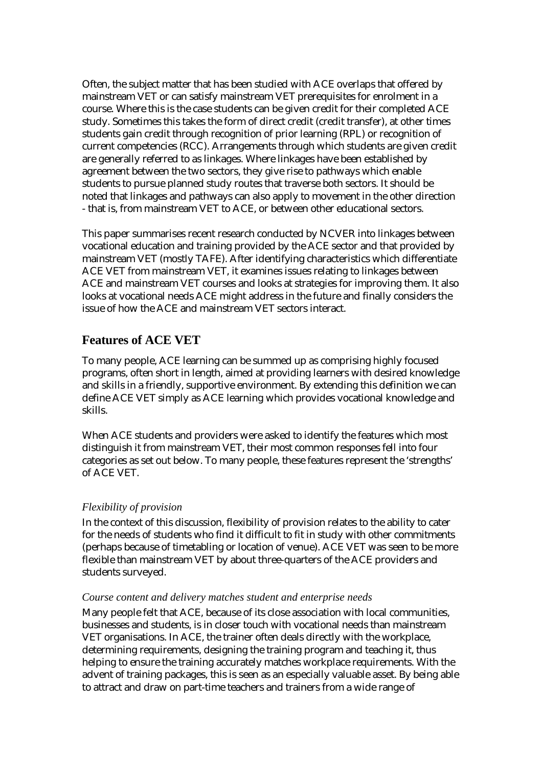Often, the subject matter that has been studied with ACE overlaps that offered by mainstream VET or can satisfy mainstream VET prerequisites for enrolment in a course. Where this is the case students can be given credit for their completed ACE study. Sometimes this takes the form of direct credit (credit transfer), at other times students gain credit through recognition of prior learning (RPL) or recognition of current competencies (RCC). Arrangements through which students are given credit are generally referred to as linkages. Where linkages have been established by agreement between the two sectors, they give rise to pathways which enable students to pursue planned study routes that traverse both sectors. It should be noted that linkages and pathways can also apply to movement in the other direction - that is, from mainstream VET to ACE, or between other educational sectors.

This paper summarises recent research conducted by NCVER into linkages between vocational education and training provided by the ACE sector and that provided by mainstream VET (mostly TAFE). After identifying characteristics which differentiate ACE VET from mainstream VET, it examines issues relating to linkages between ACE and mainstream VET courses and looks at strategies for improving them. It also looks at vocational needs ACE might address in the future and finally considers the issue of how the ACE and mainstream VET sectors interact.

## Features of ACE VET

To many people, ACE learning can be summed up as comprising highly focused programs, often short in length, aimed at providing learners with desired knowledge and skills in a friendly, supportive environment. By extending this definition we can define ACE VET simply as ACE learning which provides vocational knowledge and skills.

When ACE students and providers were asked to identify the features which most distinguish it from mainstream VET, their most common responses fell into four categories as set out below. To many people, these features represent the 'strengths' of ACE VET.

*Flexibility of provision*

In the context of this discussion, flexibility of provision relates to the ability to cater for the needs of students who find it difficult to fit in study with other commitments (perhaps because of timetabling or location of venue). ACE VET was seen to be more flexible than mainstream VET by about three-quarters of the ACE providers and students surveyed.

*Course content and delivery matches student and enterprise needs*

Many people felt that ACE, because of its close association with local communities, businesses and students, is in closer touch with vocational needs than mainstream VET organisations. In ACE, the trainer often deals directly with the workplace, determining requirements, designing the training program and teaching it, thus helping to ensure the training accurately matches workplace requirements. With the advent of training packages, this is seen as an especially valuable asset. By being able to attract and draw on part-time teachers and trainers from a wide range of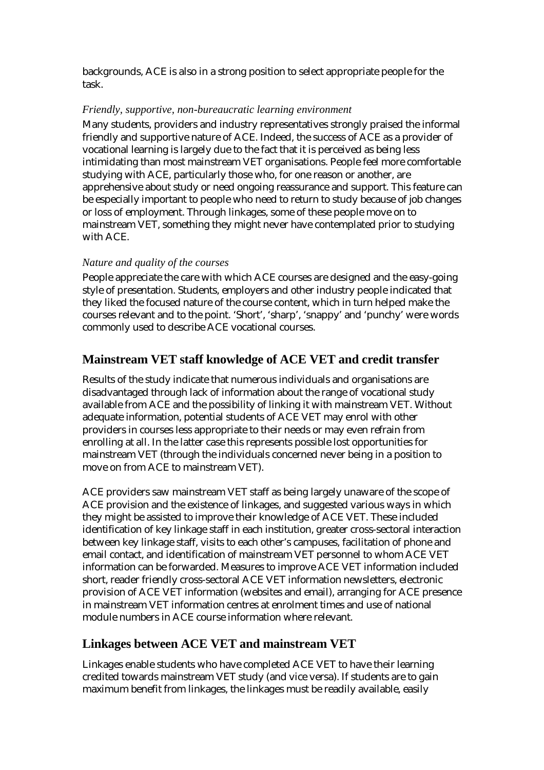backgrounds, ACE is also in a strong position to select appropriate people for the task.

*Friendly, supportive, non-bureaucratic learning environment*

Many students, providers and industry representatives strongly praised the informal friendly and supportive nature of ACE. Indeed, the success of ACE as a provider of vocational learning is largely due to the fact that it is perceived as being less intimidating than most mainstream VET organisations. People feel more comfortable studying with ACE, particularly those who, for one reason or another, are apprehensive about study or need ongoing reassurance and support. This feature can be especially important to people who need to return to study because of job changes or loss of employment. Through linkages, some of these people move on to mainstream VET, something they might never have contemplated prior to studying with ACE.

*Nature and quality of the courses*

People appreciate the care with which ACE courses are designed and the easy-going style of presentation. Students, employers and other industry people indicated that they liked the focused nature of the course content, which in turn helped make the courses relevant and to the point. 'Short', 'sharp', 'snappy' and 'punchy' were words commonly used to describe ACE vocational courses.

## Mainstream VET staff knowledge of ACE VET and credit transfer

Results of the study indicate that numerous individuals and organisations are disadvantaged through lack of information about the range of vocational study available from ACE and the possibility of linking it with mainstream VET. Without adequate information, potential students of ACE VET may enrol with other providers in courses less appropriate to their needs or may even refrain from enrolling at all. In the latter case this represents possible lost opportunities for mainstream VET (through the individuals concerned never being in a position to move on from ACE to mainstream VET).

ACE providers saw mainstream VET staff as being largely unaware of the scope of ACE provision and the existence of linkages, and suggested various ways in which they might be assisted to improve their knowledge of ACE VET. These included identification of key linkage staff in each institution, greater cross-sectoral interaction between key linkage staff, visits to each other's campuses, facilitation of phone and email contact, and identification of mainstream VET personnel to whom ACE VET information can be forwarded. Measures to improve ACE VET information included short, reader friendly cross-sectoral ACE VET information newsletters, electronic provision of ACE VET information (websites and email), arranging for ACE presence in mainstream VET information centres at enrolment times and use of national module numbers in ACE course information where relevant.

## Linkages between ACE VET and mainstream VET

Linkages enable students who have completed ACE VET to have their learning credited towards mainstream VET study (and vice versa). If students are to gain maximum benefit from linkages, the linkages must be readily available, easily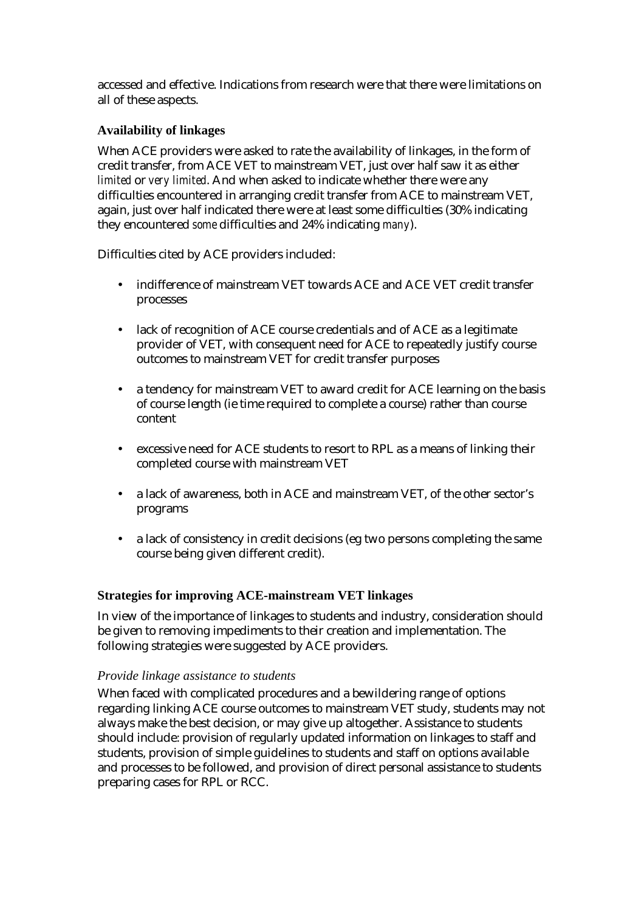accessed and effective. Indications from research were that there were limitations on all of these aspects.

### Availability of linkages

When ACE providers were asked to rate the availability of linkages, in the form of credit transfer, from ACE VET to mainstream VET, just over half saw it as either *limited* or *very limited*. And when asked to indicate whether there were any difficulties encountered in arranging credit transfer from ACE to mainstream VET, again, just over half indicated there were at least some difficulties (30% indicating they encountered *some* difficulties and 24% indicating *many*).

Difficulties cited by ACE providers included:

- indifference of mainstream VET towards ACE and ACE VET credit transfer processes
- lack of recognition of ACE course credentials and of ACE as a legitimate provider of VET, with consequent need for ACE to repeatedly justify course outcomes to mainstream VET for credit transfer purposes
- a tendency for mainstream VET to award credit for ACE learning on the basis of course length (ie time required to complete a course) rather than course content
- excessive need for ACE students to resort to RPL as a means of linking their completed course with mainstream VET
- a lack of awareness, both in ACE and mainstream VET, of the other sector's programs
- a lack of consistency in credit decisions (eg two persons completing the same course being given different credit).

### Strategies for improving ACE-mainstream VET linkages

In view of the importance of linkages to students and industry, consideration should be given to removing impediments to their creation and implementation. The following strategies were suggested by ACE providers.

#### *Provide linkage assistance to students*

When faced with complicated procedures and a bewildering range of options regarding linking ACE course outcomes to mainstream VET study, students may not always make the best decision, or may give up altogether. Assistance to students should include: provision of regularly updated information on linkages to staff and students, provision of simple guidelines to students and staff on options available and processes to be followed, and provision of direct personal assistance to students preparing cases for RPL or RCC.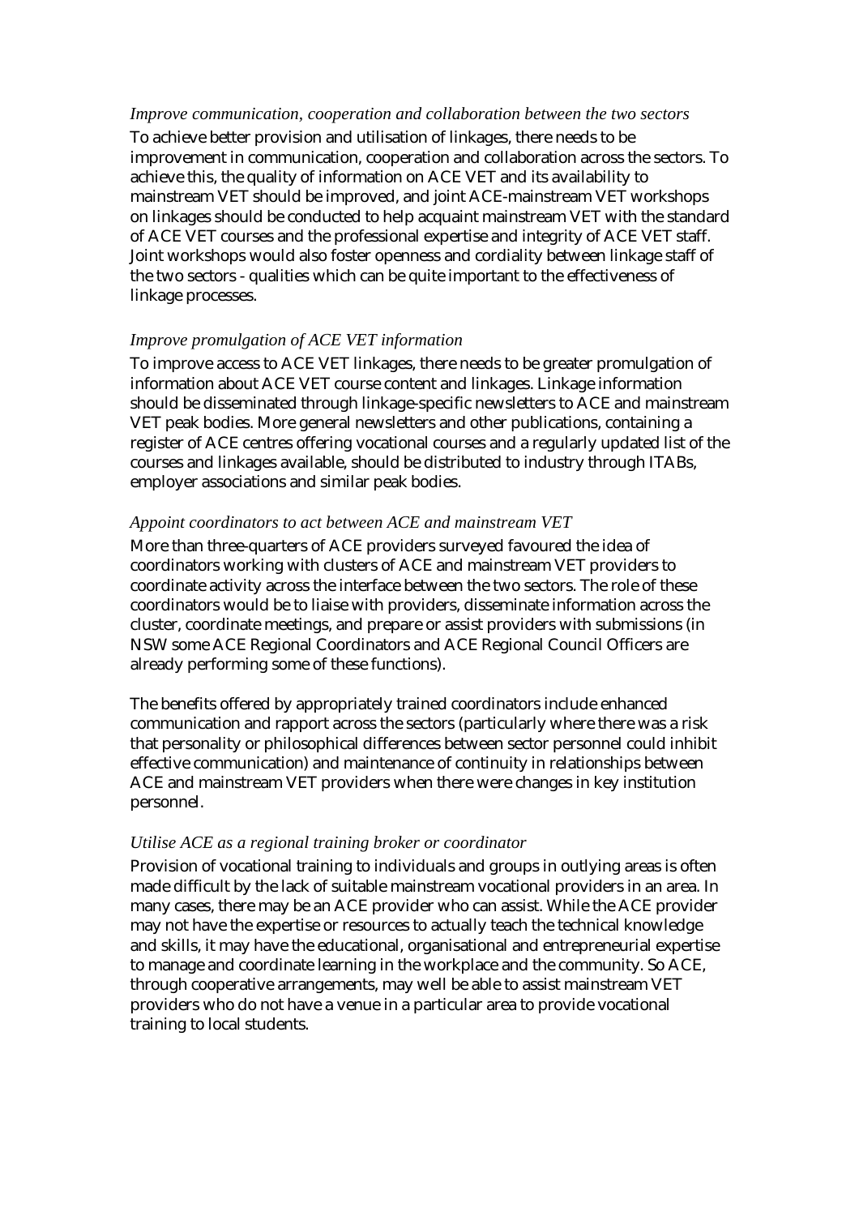*Improve communication, cooperation and collaboration between the two sectors*

To achieve better provision and utilisation of linkages, there needs to be improvement in communication, cooperation and collaboration across the sectors. To achieve this, the quality of information on ACE VET and its availability to mainstream VET should be improved, and joint ACE-mainstream VET workshops on linkages should be conducted to help acquaint mainstream VET with the standard of ACE VET courses and the professional expertise and integrity of ACE VET staff. Joint workshops would also foster openness and cordiality between linkage staff of the two sectors - qualities which can be quite important to the effectiveness of linkage processes.

*Improve promulgation of ACE VET information*

To improve access to ACE VET linkages, there needs to be greater promulgation of information about ACE VET course content and linkages. Linkage information should be disseminated through linkage-specific newsletters to ACE and mainstream VET peak bodies. More general newsletters and other publications, containing a register of ACE centres offering vocational courses and a regularly updated list of the courses and linkages available, should be distributed to industry through ITABs, employer associations and similar peak bodies.

*Appoint coordinators to act between ACE and mainstream VET*

More than three-quarters of ACE providers surveyed favoured the idea of coordinators working with clusters of ACE and mainstream VET providers to coordinate activity across the interface between the two sectors. The role of these coordinators would be to liaise with providers, disseminate information across the cluster, coordinate meetings, and prepare or assist providers with submissions (in NSW some ACE Regional Coordinators and ACE Regional Council Officers are already performing some of these functions).

The benefits offered by appropriately trained coordinators include enhanced communication and rapport across the sectors (particularly where there was a risk that personality or philosophical differences between sector personnel could inhibit effective communication) and maintenance of continuity in relationships between ACE and mainstream VET providers when there were changes in key institution personnel.

*Utilise ACE as a regional training broker or coordinator*

Provision of vocational training to individuals and groups in outlying areas is often made difficult by the lack of suitable mainstream vocational providers in an area. In many cases, there may be an ACE provider who can assist. While the ACE provider may not have the expertise or resources to actually teach the technical knowledge and skills, it may have the educational, organisational and entrepreneurial expertise to manage and coordinate learning in the workplace and the community. So ACE, through cooperative arrangements, may well be able to assist mainstream VET providers who do not have a venue in a particular area to provide vocational training to local students.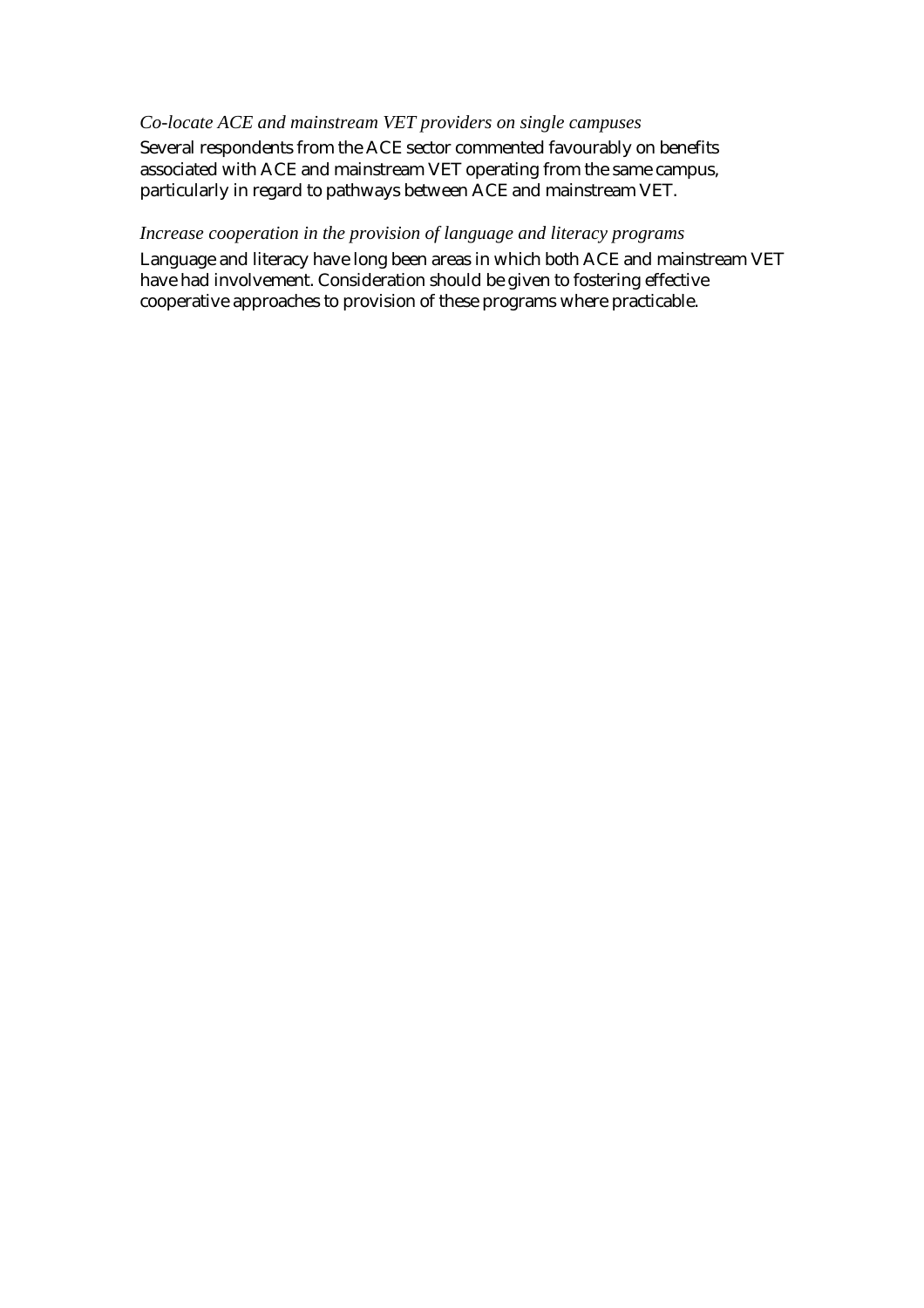*Co-locate ACE and mainstream VET providers on single campuses*

Several respondents from the ACE sector commented favourably on benefits associated with ACE and mainstream VET operating from the same campus, particularly in regard to pathways between ACE and mainstream VET.

*Increase cooperation in the provision of language and literacy programs*

Language and literacy have long been areas in which both ACE and mainstream VET have had involvement. Consideration should be given to fostering effective cooperative approaches to provision of these programs where practicable.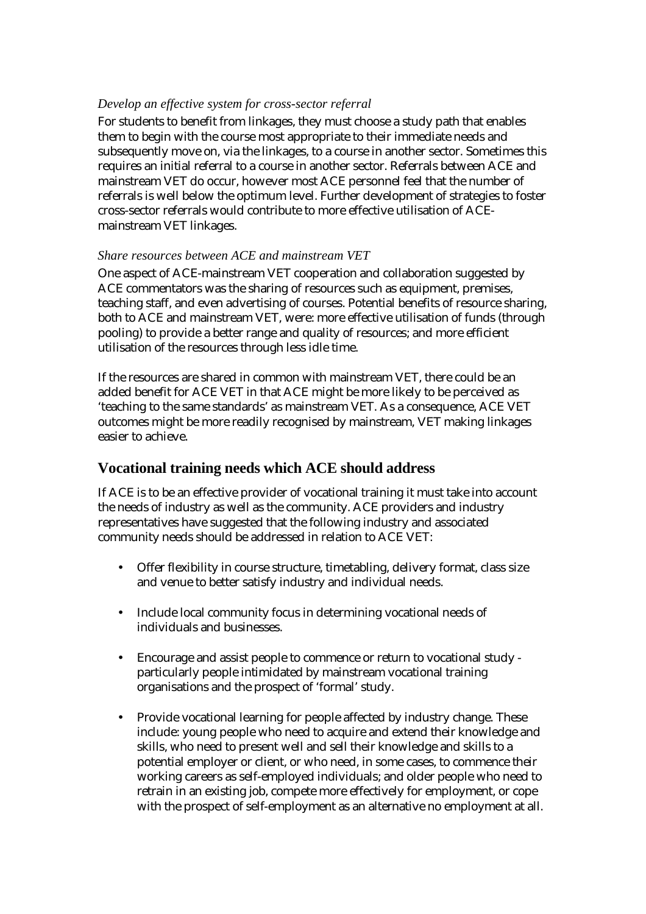*Develop an effective system for cross-sector referral*

For students to benefit from linkages, they must choose a study path that enables them to begin with the course most appropriate to their immediate needs and subsequently move on, via the linkages, to a course in another sector. Sometimes this requires an initial referral to a course in another sector. Referrals between ACE and mainstream VET do occur, however most ACE personnel feel that the number of referrals is well below the optimum level. Further development of strategies to foster cross-sector referrals would contribute to more effective utilisation of ACE-mainstream VET linkages.

*Share resources between ACE and mainstream VET*

One aspect of ACE-mainstream VET cooperation and collaboration suggested by ACE commentators was the sharing of resources such as equipment, premises, teaching staff, and even advertising of courses. Potential benefits of resource sharing, both to ACE and mainstream VET, were: more effective utilisation of funds (through pooling) to provide a better range and quality of resources; and more efficient utilisation of the resources through less idle time.

If the resources are shared in common with mainstream VET, there could be an added benefit for ACE VET in that ACE might be more likely to be perceived as 'teaching to the same standards' as mainstream VET. As a consequence, ACE VET outcomes might be more readily recognised by mainstream, VET making linkages easier to achieve.

## Vocational training needs which ACE should address

If ACE is to be an effective provider of vocational training it must take into account the needs of industry as well as the community. ACE providers and industry representatives have suggested that the following industry and associated community needs should be addressed in relation to ACE VET:

- Offer flexibility in course structure, timetabling, delivery format, class size and venue to better satisfy industry and individual needs.
- Include local community focus in determining vocational needs of individuals and businesses.
- Encourage and assist people to commence or return to vocational study - particularly people intimidated by mainstream vocational training organisations and the prospect of 'formal' study.
- Provide vocational learning for people affected by industry change. These include: young people who need to acquire and extend their knowledge and skills, who need to present well and sell their knowledge and skills to a potential employer or client, or who need, in some cases, to commence their working careers as self-employed individuals; and older people who need to retrain in an existing job, compete more effectively for employment, or cope with the prospect of self-employment as an alternative no employment at all.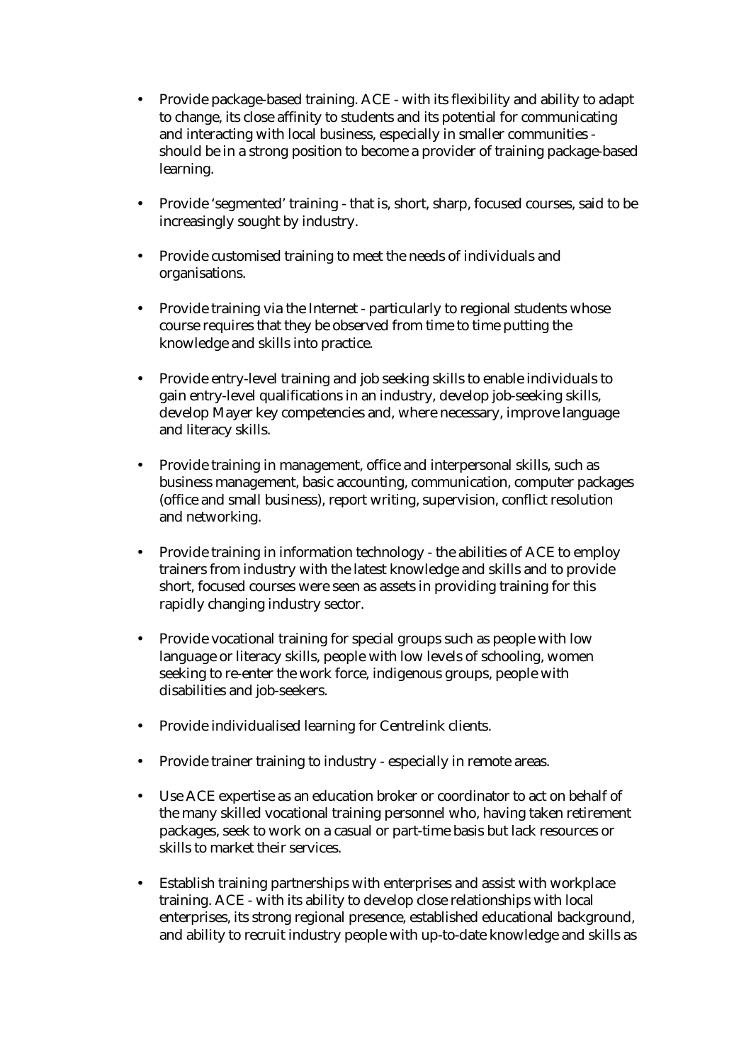- Provide package-based training. ACE - with its flexibility and ability to adapt to change, its close affinity to students and its potential for communicating and interacting with local business, especially in smaller communities - should be in a strong position to become a provider of training package-based learning.
- Provide 'segmented' training - that is, short, sharp, focused courses, said to be increasingly sought by industry.
- Provide customised training to meet the needs of individuals and organisations.
- Provide training via the Internet - particularly to regional students whose course requires that they be observed from time to time putting the knowledge and skills into practice.
- Provide entry-level training and job seeking skills to enable individuals to gain entry-level qualifications in an industry, develop job-seeking skills, develop Mayer key competencies and, where necessary, improve language and literacy skills.
- Provide training in management, office and interpersonal skills, such as business management, basic accounting, communication, computer packages (office and small business), report writing, supervision, conflict resolution and networking.
- Provide training in information technology - the abilities of ACE to employ trainers from industry with the latest knowledge and skills and to provide short, focused courses were seen as assets in providing training for this rapidly changing industry sector.
- Provide vocational training for special groups such as people with low language or literacy skills, people with low levels of schooling, women seeking to re-enter the work force, indigenous groups, people with disabilities and job-seekers.
- Provide individualised learning for Centrelink clients.
- Provide trainer training to industry - especially in remote areas.
- Use ACE expertise as an education broker or coordinator to act on behalf of the many skilled vocational training personnel who, having taken retirement packages, seek to work on a casual or part-time basis but lack resources or skills to market their services.
- Establish training partnerships with enterprises and assist with workplace training. ACE - with its ability to develop close relationships with local enterprises, its strong regional presence, established educational background, and ability to recruit industry people with up-to-date knowledge and skills as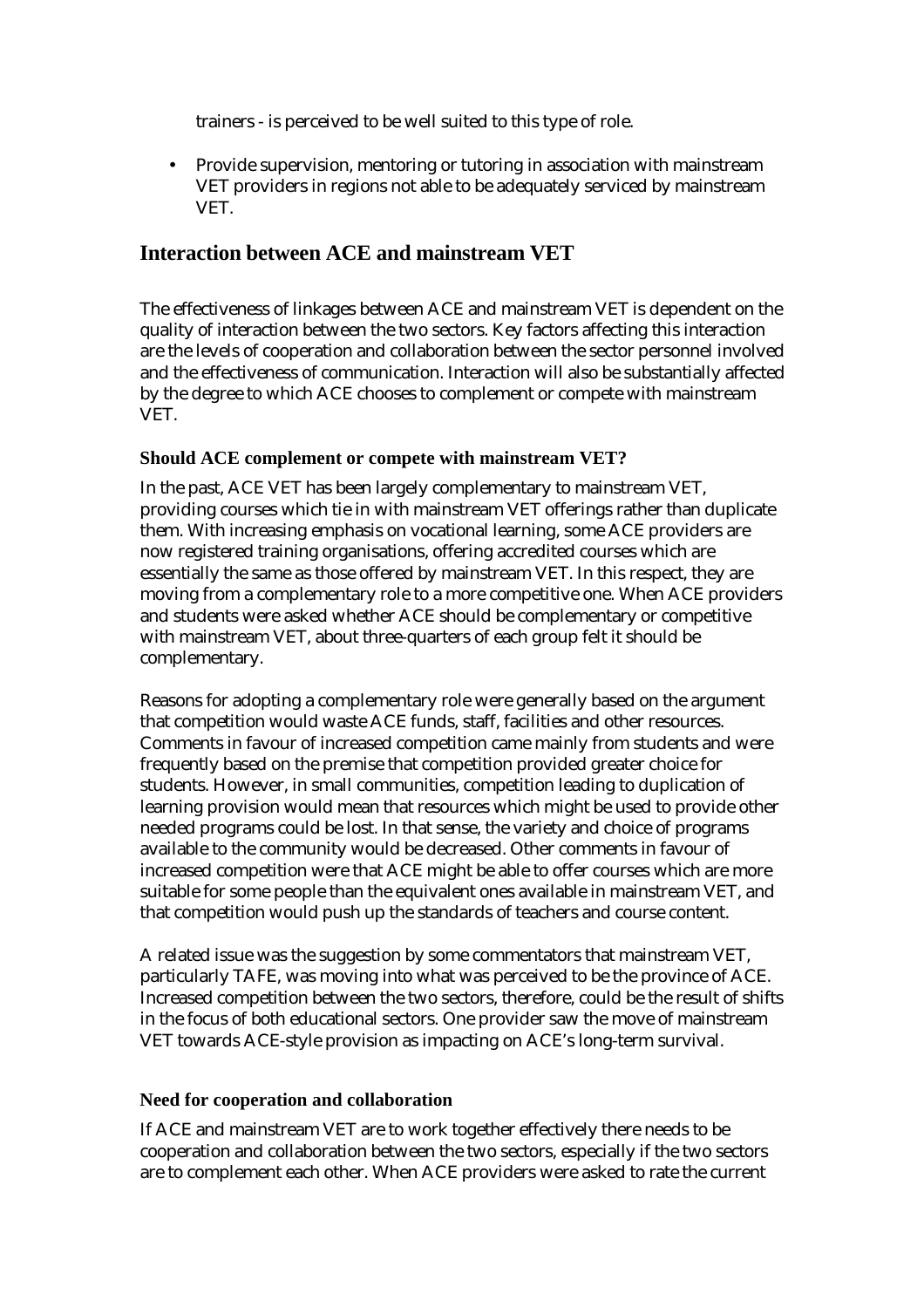trainers - is perceived to be well suited to this type of role.

- Provide supervision, mentoring or tutoring in association with mainstream VET providers in regions not able to be adequately serviced by mainstream VET.

## Interaction between ACE and mainstream VET

The effectiveness of linkages between ACE and mainstream VET is dependent on the quality of interaction between the two sectors. Key factors affecting this interaction are the levels of cooperation and collaboration between the sector personnel involved and the effectiveness of communication. Interaction will also be substantially affected by the degree to which ACE chooses to complement or compete with mainstream VET.

### Should ACE complement or compete with mainstream VET?

In the past, ACE VET has been largely complementary to mainstream VET, providing courses which tie in with mainstream VET offerings rather than duplicate them. With increasing emphasis on vocational learning, some ACE providers are now registered training organisations, offering accredited courses which are essentially the same as those offered by mainstream VET. In this respect, they are moving from a complementary role to a more competitive one. When ACE providers and students were asked whether ACE should be complementary or competitive with mainstream VET, about three-quarters of each group felt it should be complementary.

Reasons for adopting a complementary role were generally based on the argument that competition would waste ACE funds, staff, facilities and other resources. Comments in favour of increased competition came mainly from students and were frequently based on the premise that competition provided greater choice for students. However, in small communities, competition leading to duplication of learning provision would mean that resources which might be used to provide other needed programs could be lost. In that sense, the variety and choice of programs available to the community would be decreased. Other comments in favour of increased competition were that ACE might be able to offer courses which are more suitable for some people than the equivalent ones available in mainstream VET, and that competition would push up the standards of teachers and course content.

A related issue was the suggestion by some commentators that mainstream VET, particularly TAFE, was moving into what was perceived to be the province of ACE. Increased competition between the two sectors, therefore, could be the result of shifts in the focus of both educational sectors. One provider saw the move of mainstream VET towards ACE-style provision as impacting on ACE's long-term survival.

### Need for cooperation and collaboration

If ACE and mainstream VET are to work together effectively there needs to be cooperation and collaboration between the two sectors, especially if the two sectors are to complement each other. When ACE providers were asked to rate the current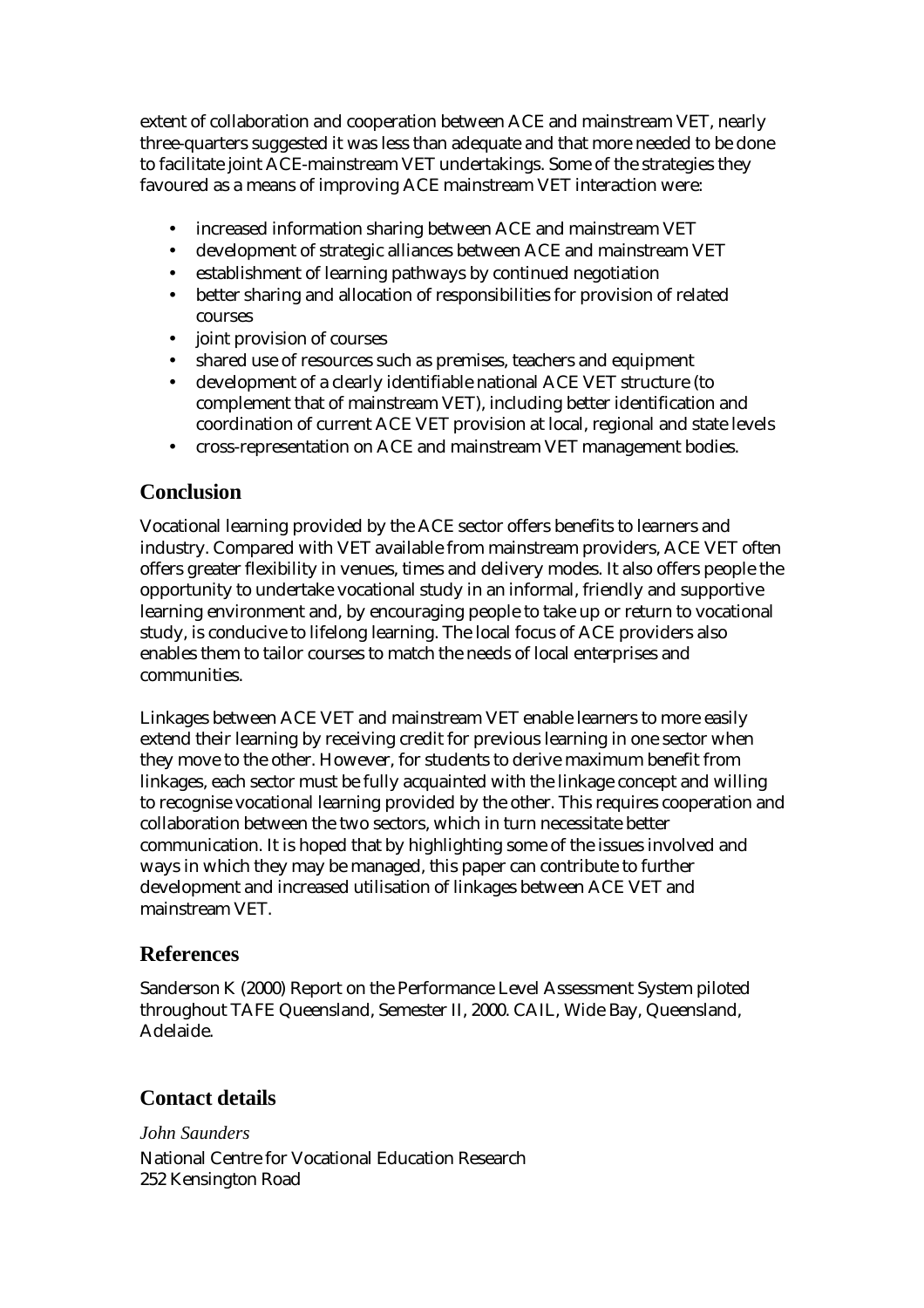extent of collaboration and cooperation between ACE and mainstream VET, nearly three-quarters suggested it was less than adequate and that more needed to be done to facilitate joint ACE-mainstream VET undertakings. Some of the strategies they favoured as a means of improving ACE mainstream VET interaction were:

- increased information sharing between ACE and mainstream VET
- development of strategic alliances between ACE and mainstream VET
- establishment of learning pathways by continued negotiation
- better sharing and allocation of responsibilities for provision of related courses
- joint provision of courses
- shared use of resources such as premises, teachers and equipment
- development of a clearly identifiable national ACE VET structure (to complement that of mainstream VET), including better identification and coordination of current ACE VET provision at local, regional and state levels
- cross-representation on ACE and mainstream VET management bodies.

## Conclusion

Vocational learning provided by the ACE sector offers benefits to learners and industry. Compared with VET available from mainstream providers, ACE VET often offers greater flexibility in venues, times and delivery modes. It also offers people the opportunity to undertake vocational study in an informal, friendly and supportive learning environment and, by encouraging people to take up or return to vocational study, is conducive to lifelong learning. The local focus of ACE providers also enables them to tailor courses to match the needs of local enterprises and communities.

Linkages between ACE VET and mainstream VET enable learners to more easily extend their learning by receiving credit for previous learning in one sector when they move to the other. However, for students to derive maximum benefit from linkages, each sector must be fully acquainted with the linkage concept and willing to recognise vocational learning provided by the other. This requires cooperation and collaboration between the two sectors, which in turn necessitate better communication. It is hoped that by highlighting some of the issues involved and ways in which they may be managed, this paper can contribute to further development and increased utilisation of linkages between ACE VET and mainstream VET.

## References

Sanderson K (2000) Report on the Performance Level Assessment System piloted throughout TAFE Queensland, Semester II, 2000. CAIL, Wide Bay, Queensland, Adelaide.

## Contact details

*John Saunders*
National Centre for Vocational Education Research
252 Kensington Road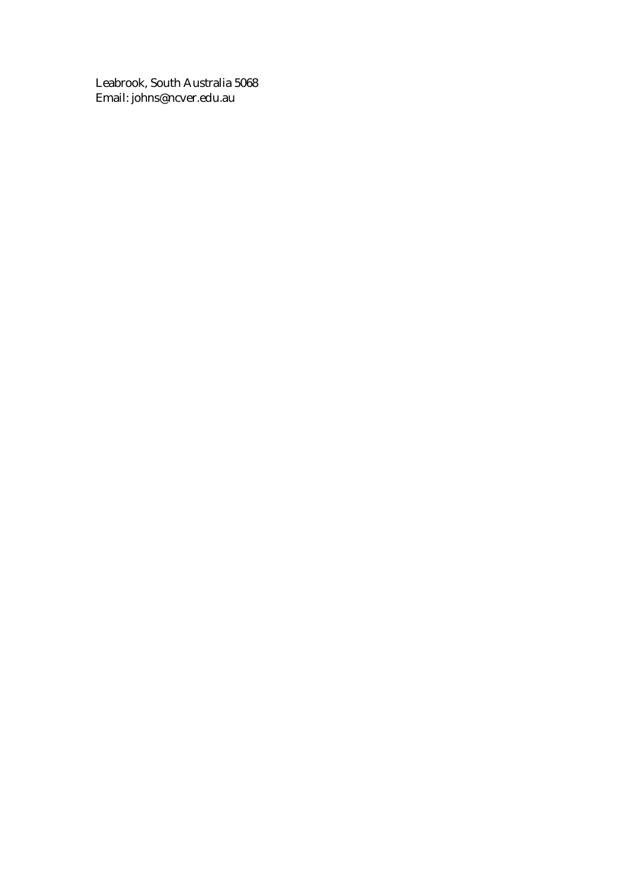Leabrook, South Australia 5068
Email: johns@ncver.edu.au